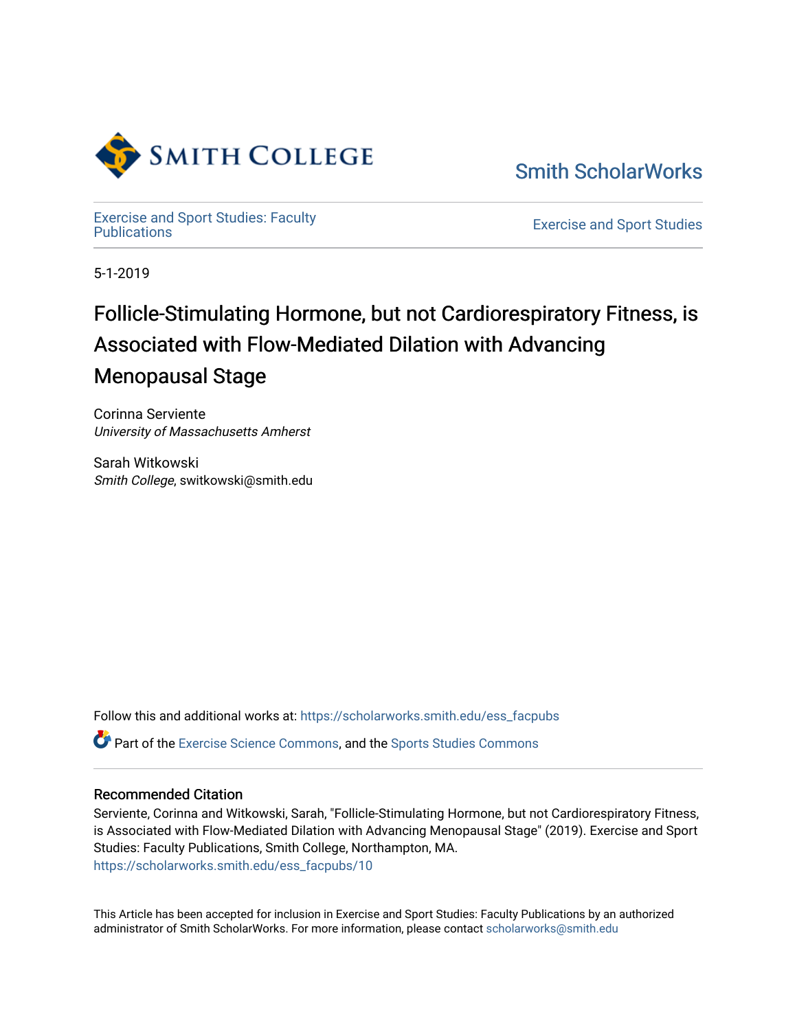Smith College

Smith ScholarWorks

Exercise and Sport Studies: Faculty Publications

Exercise and Sport Studies

5-1-2019

# Follicle-Stimulating Hormone, but not Cardiorespiratory Fitness, is Associated with Flow-Mediated Dilation with Advancing Menopausal Stage

Corinna Serviente
*University of Massachusetts Amherst*

Sarah Witkowski
*Smith College*, switkowski@smith.edu

Follow this and additional works at: https://scholarworks.smith.edu/ess_facpubs

Part of the Exercise Science Commons, and the Sports Studies Commons

## Recommended Citation

Serviente, Corinna and Witkowski, Sarah, "Follicle-Stimulating Hormone, but not Cardiorespiratory Fitness, is Associated with Flow-Mediated Dilation with Advancing Menopausal Stage" (2019). Exercise and Sport Studies: Faculty Publications, Smith College, Northampton, MA.
https://scholarworks.smith.edu/ess_facpubs/10

This Article has been accepted for inclusion in Exercise and Sport Studies: Faculty Publications by an authorized administrator of Smith ScholarWorks. For more information, please contact scholarworks@smith.edu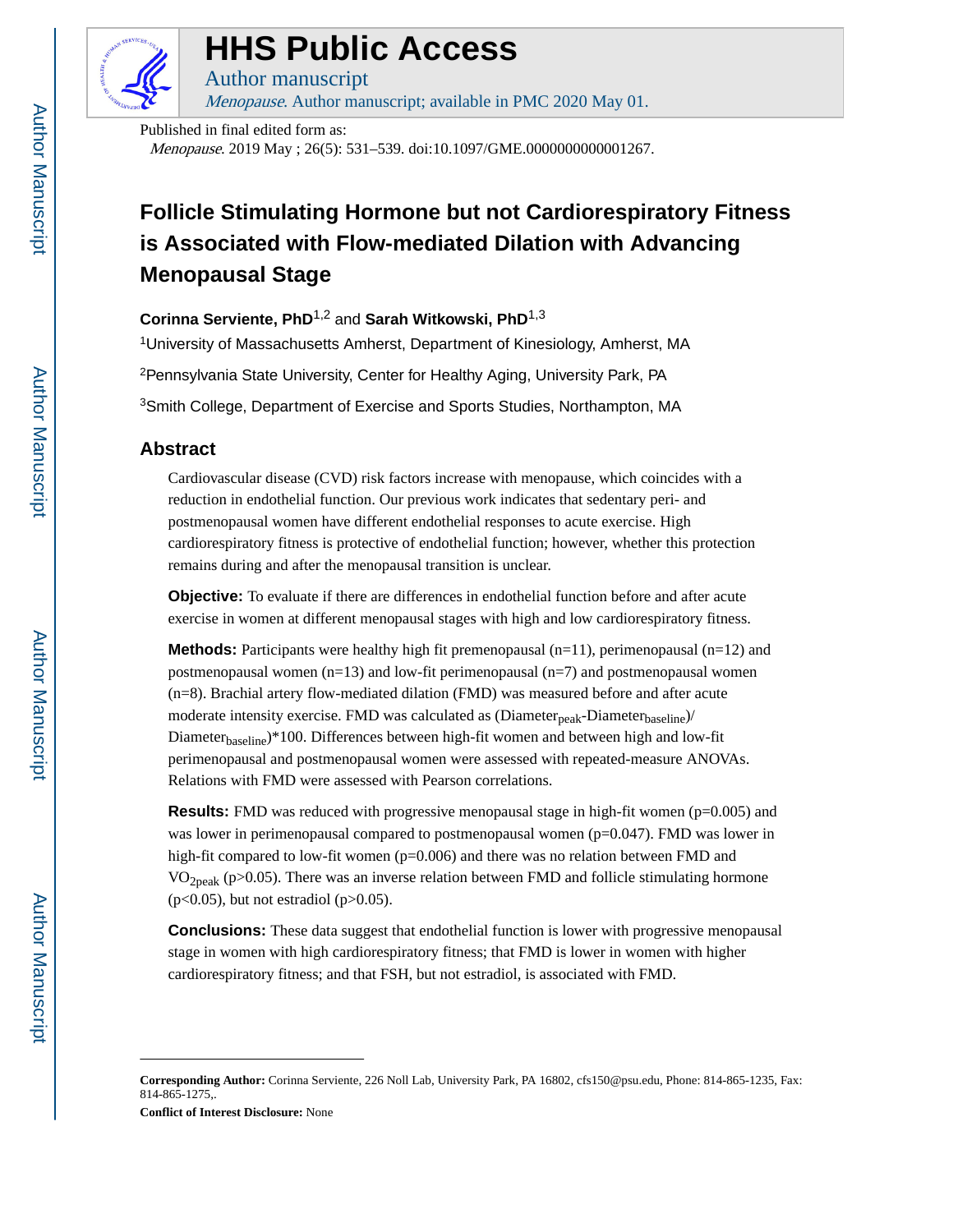Published in final edited form as:

*Menopause*. 2019 May ; 26(5): 531–539. doi:10.1097/GME.0000000000001267.

# Follicle Stimulating Hormone but not Cardiorespiratory Fitness is Associated with Flow-mediated Dilation with Advancing Menopausal Stage

**Corinna Serviente, PhD**[1,2] and **Sarah Witkowski, PhD**[1,3]

[1]University of Massachusetts Amherst, Department of Kinesiology, Amherst, MA

[2]Pennsylvania State University, Center for Healthy Aging, University Park, PA

[3]Smith College, Department of Exercise and Sports Studies, Northampton, MA

## Abstract

Cardiovascular disease (CVD) risk factors increase with menopause, which coincides with a reduction in endothelial function. Our previous work indicates that sedentary peri- and postmenopausal women have different endothelial responses to acute exercise. High cardiorespiratory fitness is protective of endothelial function; however, whether this protection remains during and after the menopausal transition is unclear.

**Objective:** To evaluate if there are differences in endothelial function before and after acute exercise in women at different menopausal stages with high and low cardiorespiratory fitness.

**Methods:** Participants were healthy high fit premenopausal (n=11), perimenopausal (n=12) and postmenopausal women (n=13) and low-fit perimenopausal (n=7) and postmenopausal women (n=8). Brachial artery flow-mediated dilation (FMD) was measured before and after acute moderate intensity exercise. FMD was calculated as $(\text{Diameter}_{peak}-\text{Diameter}_{baseline})/\text{Diameter}_{baseline})*100$. Differences between high-fit women and between high and low-fit perimenopausal and postmenopausal women were assessed with repeated-measure ANOVAs. Relations with FMD were assessed with Pearson correlations.

**Results:** FMD was reduced with progressive menopausal stage in high-fit women (p=0.005) and was lower in perimenopausal compared to postmenopausal women (p=0.047). FMD was lower in high-fit compared to low-fit women (p=0.006) and there was no relation between FMD and $VO_{2peak}$ (p>0.05). There was an inverse relation between FMD and follicle stimulating hormone (p<0.05), but not estradiol (p>0.05).

**Conclusions:** These data suggest that endothelial function is lower with progressive menopausal stage in women with high cardiorespiratory fitness; that FMD is lower in women with higher cardiorespiratory fitness; and that FSH, but not estradiol, is associated with FMD.

---

**Corresponding Author:** Corinna Serviente, 226 Noll Lab, University Park, PA 16802, cfs150@psu.edu, Phone: 814-865-1235, Fax: 814-865-1275,.

**Conflict of Interest Disclosure:** None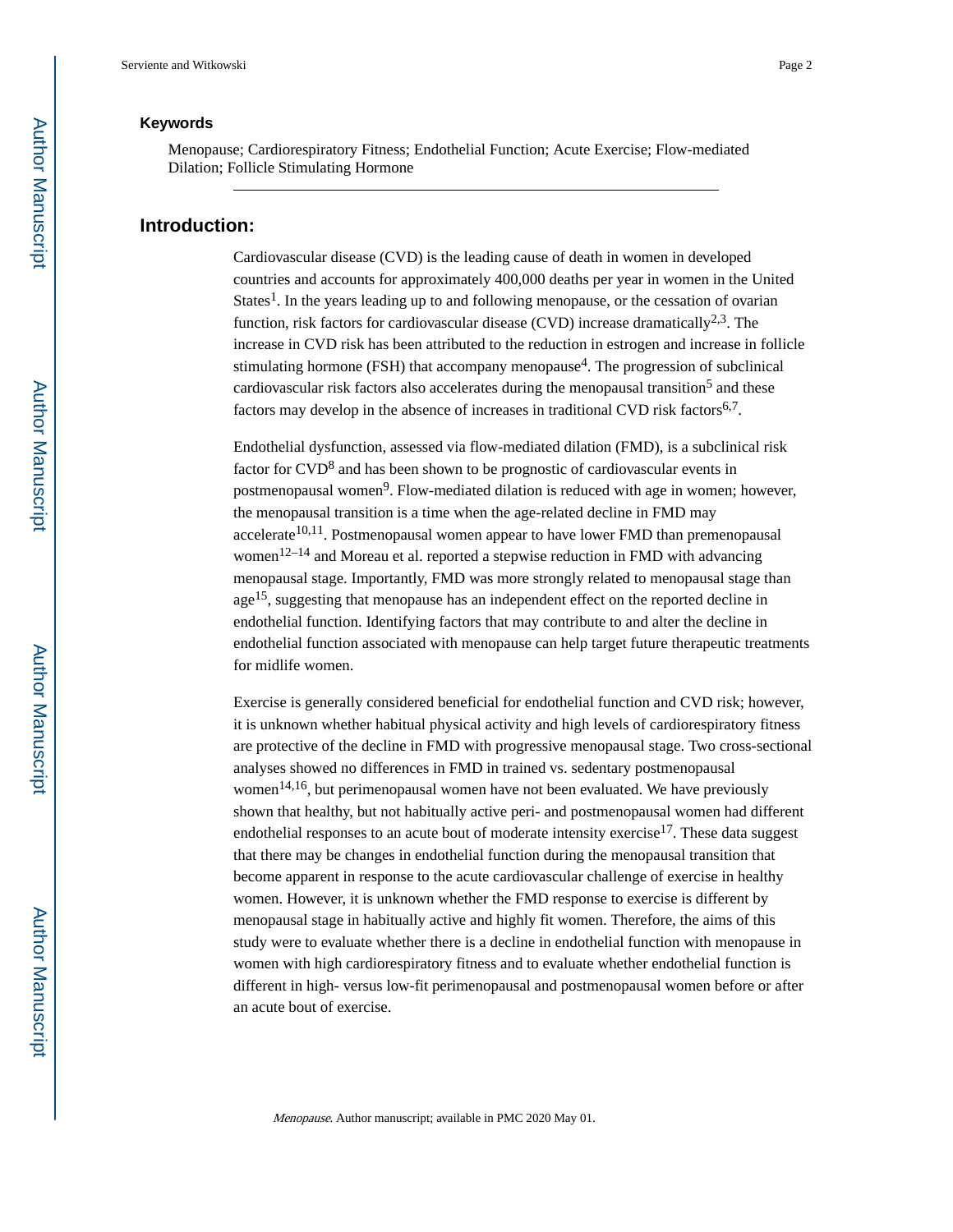## Keywords

Menopause; Cardiorespiratory Fitness; Endothelial Function; Acute Exercise; Flow-mediated Dilation; Follicle Stimulating Hormone

## Introduction:

Cardiovascular disease (CVD) is the leading cause of death in women in developed countries and accounts for approximately 400,000 deaths per year in women in the United States[1]. In the years leading up to and following menopause, or the cessation of ovarian function, risk factors for cardiovascular disease (CVD) increase dramatically[2,3]. The increase in CVD risk has been attributed to the reduction in estrogen and increase in follicle stimulating hormone (FSH) that accompany menopause[4]. The progression of subclinical cardiovascular risk factors also accelerates during the menopausal transition[5] and these factors may develop in the absence of increases in traditional CVD risk factors[6,7].

Endothelial dysfunction, assessed via flow-mediated dilation (FMD), is a subclinical risk factor for CVD[8] and has been shown to be prognostic of cardiovascular events in postmenopausal women[9]. Flow-mediated dilation is reduced with age in women; however, the menopausal transition is a time when the age-related decline in FMD may accelerate[10,11]. Postmenopausal women appear to have lower FMD than premenopausal women[12–14] and Moreau et al. reported a stepwise reduction in FMD with advancing menopausal stage. Importantly, FMD was more strongly related to menopausal stage than age[15], suggesting that menopause has an independent effect on the reported decline in endothelial function. Identifying factors that may contribute to and alter the decline in endothelial function associated with menopause can help target future therapeutic treatments for midlife women.

Exercise is generally considered beneficial for endothelial function and CVD risk; however, it is unknown whether habitual physical activity and high levels of cardiorespiratory fitness are protective of the decline in FMD with progressive menopausal stage. Two cross-sectional analyses showed no differences in FMD in trained vs. sedentary postmenopausal women[14,16], but perimenopausal women have not been evaluated. We have previously shown that healthy, but not habitually active peri- and postmenopausal women had different endothelial responses to an acute bout of moderate intensity exercise[17]. These data suggest that there may be changes in endothelial function during the menopausal transition that become apparent in response to the acute cardiovascular challenge of exercise in healthy women. However, it is unknown whether the FMD response to exercise is different by menopausal stage in habitually active and highly fit women. Therefore, the aims of this study were to evaluate whether there is a decline in endothelial function with menopause in women with high cardiorespiratory fitness and to evaluate whether endothelial function is different in high- versus low-fit perimenopausal and postmenopausal women before or after an acute bout of exercise.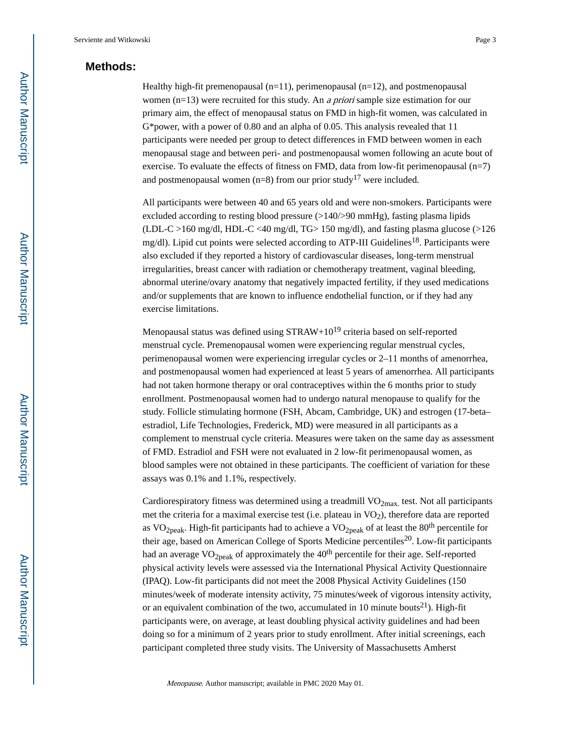## Methods:

Healthy high-fit premenopausal (n=11), perimenopausal (n=12), and postmenopausal women (n=13) were recruited for this study. An *a priori* sample size estimation for our primary aim, the effect of menopausal status on FMD in high-fit women, was calculated in G*power, with a power of 0.80 and an alpha of 0.05. This analysis revealed that 11 participants were needed per group to detect differences in FMD between women in each menopausal stage and between peri- and postmenopausal women following an acute bout of exercise. To evaluate the effects of fitness on FMD, data from low-fit perimenopausal (n=7) and postmenopausal women (n=8) from our prior study[17] were included.

All participants were between 40 and 65 years old and were non-smokers. Participants were excluded according to resting blood pressure (>140/>90 mmHg), fasting plasma lipids (LDL-C >160 mg/dl, HDL-C <40 mg/dl, TG> 150 mg/dl), and fasting plasma glucose (>126 mg/dl). Lipid cut points were selected according to ATP-III Guidelines[18]. Participants were also excluded if they reported a history of cardiovascular diseases, long-term menstrual irregularities, breast cancer with radiation or chemotherapy treatment, vaginal bleeding, abnormal uterine/ovary anatomy that negatively impacted fertility, if they used medications and/or supplements that are known to influence endothelial function, or if they had any exercise limitations.

Menopausal status was defined using STRAW+10[19] criteria based on self-reported menstrual cycle. Premenopausal women were experiencing regular menstrual cycles, perimenopausal women were experiencing irregular cycles or 2–11 months of amenorrhea, and postmenopausal women had experienced at least 5 years of amenorrhea. All participants had not taken hormone therapy or oral contraceptives within the 6 months prior to study enrollment. Postmenopausal women had to undergo natural menopause to qualify for the study. Follicle stimulating hormone (FSH, Abcam, Cambridge, UK) and estrogen (17-beta–estradiol, Life Technologies, Frederick, MD) were measured in all participants as a complement to menstrual cycle criteria. Measures were taken on the same day as assessment of FMD. Estradiol and FSH were not evaluated in 2 low-fit perimenopausal women, as blood samples were not obtained in these participants. The coefficient of variation for these assays was 0.1% and 1.1%, respectively.

Cardiorespiratory fitness was determined using a treadmill $VO_{2max.}$ test. Not all participants met the criteria for a maximal exercise test (i.e. plateau in $VO_2$), therefore data are reported as $VO_{2peak}$. High-fit participants had to achieve a $VO_{2peak}$ of at least the 80$^{th}$ percentile for their age, based on American College of Sports Medicine percentiles[20]. Low-fit participants had an average $VO_{2peak}$ of approximately the 40$^{th}$ percentile for their age. Self-reported physical activity levels were assessed via the International Physical Activity Questionnaire (IPAQ). Low-fit participants did not meet the 2008 Physical Activity Guidelines (150 minutes/week of moderate intensity activity, 75 minutes/week of vigorous intensity activity, or an equivalent combination of the two, accumulated in 10 minute bouts[21]). High-fit participants were, on average, at least doubling physical activity guidelines and had been doing so for a minimum of 2 years prior to study enrollment. After initial screenings, each participant completed three study visits. The University of Massachusetts Amherst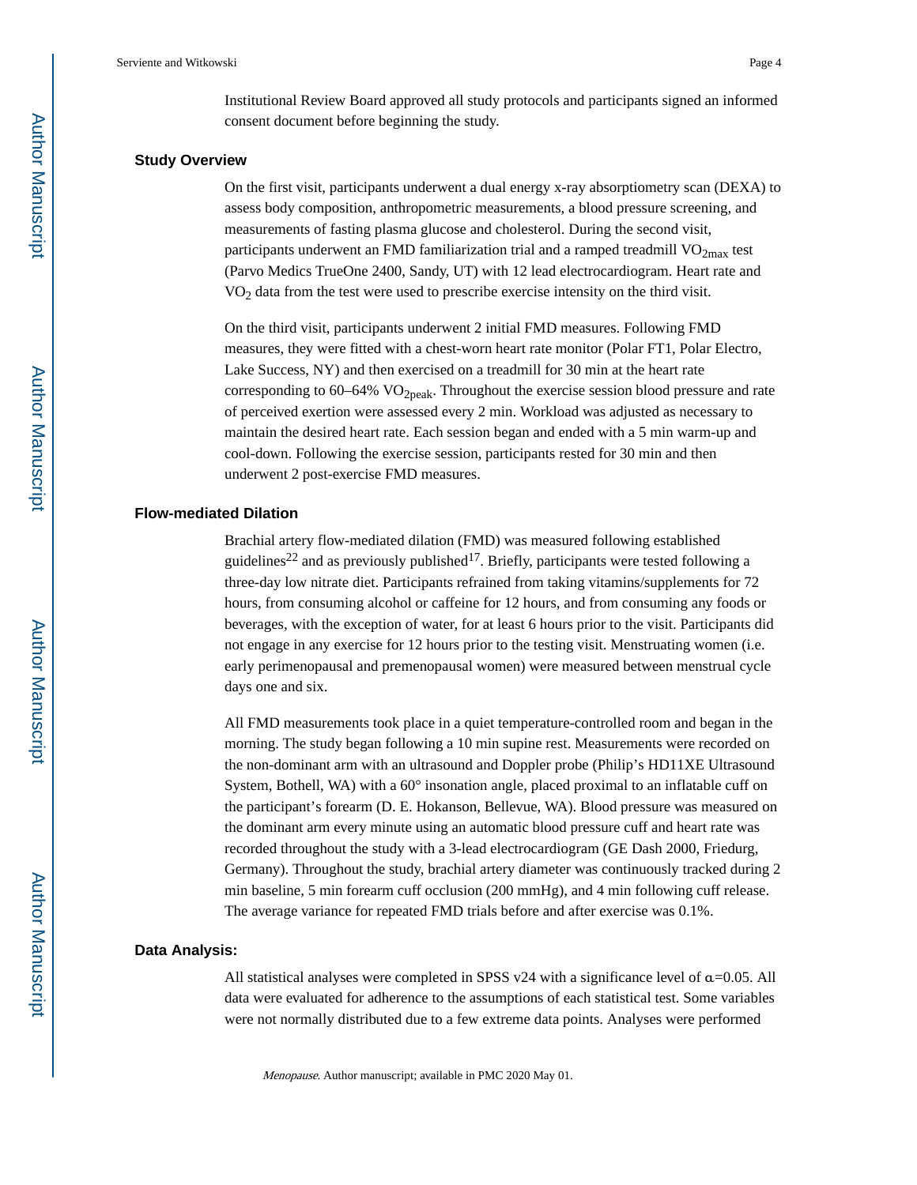Institutional Review Board approved all study protocols and participants signed an informed consent document before beginning the study.

## Study Overview

On the first visit, participants underwent a dual energy x-ray absorptiometry scan (DEXA) to assess body composition, anthropometric measurements, a blood pressure screening, and measurements of fasting plasma glucose and cholesterol. During the second visit, participants underwent an FMD familiarization trial and a ramped treadmill $VO_{2max}$ test (Parvo Medics TrueOne 2400, Sandy, UT) with 12 lead electrocardiogram. Heart rate and $VO_2$ data from the test were used to prescribe exercise intensity on the third visit.

On the third visit, participants underwent 2 initial FMD measures. Following FMD measures, they were fitted with a chest-worn heart rate monitor (Polar FT1, Polar Electro, Lake Success, NY) and then exercised on a treadmill for 30 min at the heart rate corresponding to 60–64% $VO_{2peak}$. Throughout the exercise session blood pressure and rate of perceived exertion were assessed every 2 min. Workload was adjusted as necessary to maintain the desired heart rate. Each session began and ended with a 5 min warm-up and cool-down. Following the exercise session, participants rested for 30 min and then underwent 2 post-exercise FMD measures.

## Flow-mediated Dilation

Brachial artery flow-mediated dilation (FMD) was measured following established guidelines[22] and as previously published[17]. Briefly, participants were tested following a three-day low nitrate diet. Participants refrained from taking vitamins/supplements for 72 hours, from consuming alcohol or caffeine for 12 hours, and from consuming any foods or beverages, with the exception of water, for at least 6 hours prior to the visit. Participants did not engage in any exercise for 12 hours prior to the testing visit. Menstruating women (i.e. early perimenopausal and premenopausal women) were measured between menstrual cycle days one and six.

All FMD measurements took place in a quiet temperature-controlled room and began in the morning. The study began following a 10 min supine rest. Measurements were recorded on the non-dominant arm with an ultrasound and Doppler probe (Philip's HD11XE Ultrasound System, Bothell, WA) with a 60° insonation angle, placed proximal to an inflatable cuff on the participant's forearm (D. E. Hokanson, Bellevue, WA). Blood pressure was measured on the dominant arm every minute using an automatic blood pressure cuff and heart rate was recorded throughout the study with a 3-lead electrocardiogram (GE Dash 2000, Friedurg, Germany). Throughout the study, brachial artery diameter was continuously tracked during 2 min baseline, 5 min forearm cuff occlusion (200 mmHg), and 4 min following cuff release. The average variance for repeated FMD trials before and after exercise was 0.1%.

## Data Analysis:

All statistical analyses were completed in SPSS v24 with a significance level of $\alpha$=0.05. All data were evaluated for adherence to the assumptions of each statistical test. Some variables were not normally distributed due to a few extreme data points. Analyses were performed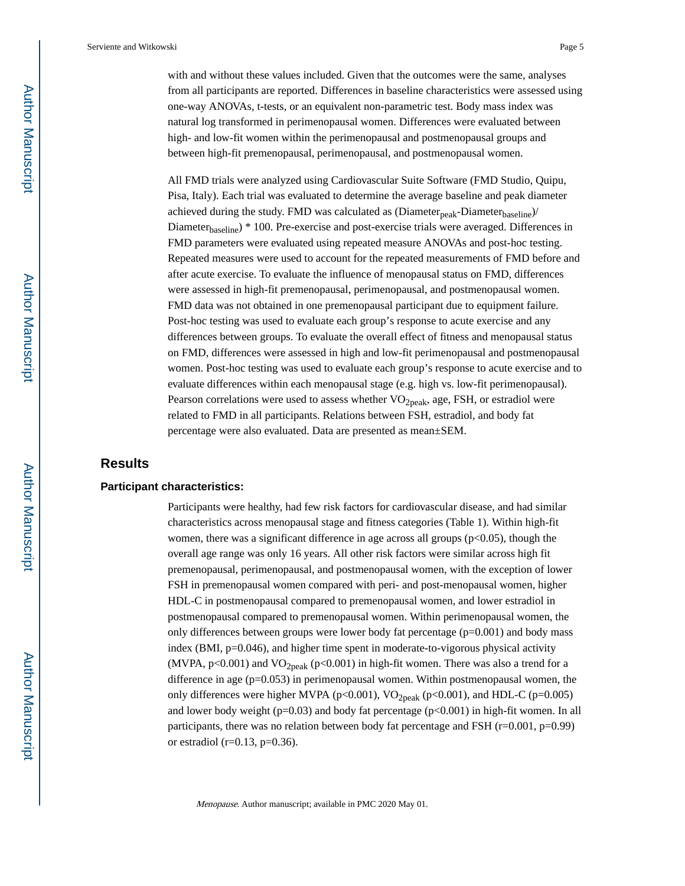with and without these values included. Given that the outcomes were the same, analyses from all participants are reported. Differences in baseline characteristics were assessed using one-way ANOVAs, t-tests, or an equivalent non-parametric test. Body mass index was natural log transformed in perimenopausal women. Differences were evaluated between high- and low-fit women within the perimenopausal and postmenopausal groups and between high-fit premenopausal, perimenopausal, and postmenopausal women.

All FMD trials were analyzed using Cardiovascular Suite Software (FMD Studio, Quipu, Pisa, Italy). Each trial was evaluated to determine the average baseline and peak diameter achieved during the study. FMD was calculated as $(Diameter_{peak}-Diameter_{baseline})/Diameter_{baseline}) * 100$. Pre-exercise and post-exercise trials were averaged. Differences in FMD parameters were evaluated using repeated measure ANOVAs and post-hoc testing. Repeated measures were used to account for the repeated measurements of FMD before and after acute exercise. To evaluate the influence of menopausal status on FMD, differences were assessed in high-fit premenopausal, perimenopausal, and postmenopausal women. FMD data was not obtained in one premenopausal participant due to equipment failure. Post-hoc testing was used to evaluate each group's response to acute exercise and any differences between groups. To evaluate the overall effect of fitness and menopausal status on FMD, differences were assessed in high and low-fit perimenopausal and postmenopausal women. Post-hoc testing was used to evaluate each group's response to acute exercise and to evaluate differences within each menopausal stage (e.g. high vs. low-fit perimenopausal). Pearson correlations were used to assess whether $VO_{2peak}$, age, FSH, or estradiol were related to FMD in all participants. Relations between FSH, estradiol, and body fat percentage were also evaluated. Data are presented as mean±SEM.

## Results

### Participant characteristics:

Participants were healthy, had few risk factors for cardiovascular disease, and had similar characteristics across menopausal stage and fitness categories (Table 1). Within high-fit women, there was a significant difference in age across all groups ($p<0.05$), though the overall age range was only 16 years. All other risk factors were similar across high fit premenopausal, perimenopausal, and postmenopausal women, with the exception of lower FSH in premenopausal women compared with peri- and post-menopausal women, higher HDL-C in postmenopausal compared to premenopausal women, and lower estradiol in postmenopausal compared to premenopausal women. Within perimenopausal women, the only differences between groups were lower body fat percentage ($p=0.001$) and body mass index (BMI, $p=0.046$), and higher time spent in moderate-to-vigorous physical activity (MVPA, $p<0.001$) and $VO_{2peak}$ ($p<0.001$) in high-fit women. There was also a trend for a difference in age ($p=0.053$) in perimenopausal women. Within postmenopausal women, the only differences were higher MVPA ($p<0.001$), $VO_{2peak}$ ($p<0.001$), and HDL-C ($p=0.005$) and lower body weight ($p=0.03$) and body fat percentage ($p<0.001$) in high-fit women. In all participants, there was no relation between body fat percentage and FSH ($r=0.001$, $p=0.99$) or estradiol ($r=0.13$, $p=0.36$).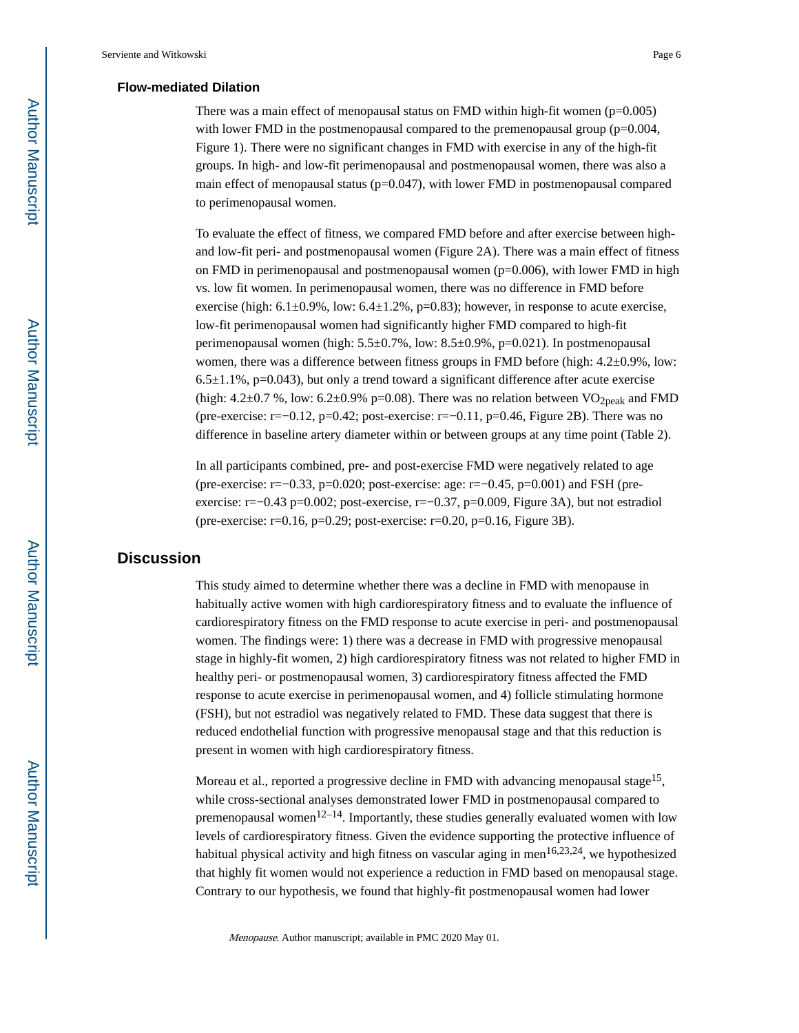### Flow-mediated Dilation

There was a main effect of menopausal status on FMD within high-fit women ($p=0.005$) with lower FMD in the postmenopausal compared to the premenopausal group ($p=0.004$, Figure 1). There were no significant changes in FMD with exercise in any of the high-fit groups. In high- and low-fit perimenopausal and postmenopausal women, there was also a main effect of menopausal status ($p=0.047$), with lower FMD in postmenopausal compared to perimenopausal women.

To evaluate the effect of fitness, we compared FMD before and after exercise between high- and low-fit peri- and postmenopausal women (Figure 2A). There was a main effect of fitness on FMD in perimenopausal and postmenopausal women ($p=0.006$), with lower FMD in high vs. low fit women. In perimenopausal women, there was no difference in FMD before exercise (high: 6.1±0.9%, low: 6.4±1.2%, $p=0.83$); however, in response to acute exercise, low-fit perimenopausal women had significantly higher FMD compared to high-fit perimenopausal women (high: 5.5±0.7%, low: 8.5±0.9%, $p=0.021$). In postmenopausal women, there was a difference between fitness groups in FMD before (high: 4.2±0.9%, low: 6.5±1.1%, $p=0.043$), but only a trend toward a significant difference after acute exercise (high: 4.2±0.7 %, low: 6.2±0.9% $p=0.08$). There was no relation between $VO_{2peak}$ and FMD (pre-exercise: $r=-0.12$, $p=0.42$; post-exercise: $r=-0.11$, $p=0.46$, Figure 2B). There was no difference in baseline artery diameter within or between groups at any time point (Table 2).

In all participants combined, pre- and post-exercise FMD were negatively related to age (pre-exercise: $r=-0.33$, $p=0.020$; post-exercise: age: $r=-0.45$, $p=0.001$) and FSH (pre-exercise: $r=-0.43$ $p=0.002$; post-exercise, $r=-0.37$, $p=0.009$, Figure 3A), but not estradiol (pre-exercise: $r=0.16$, $p=0.29$; post-exercise: $r=0.20$, $p=0.16$, Figure 3B).

## Discussion

This study aimed to determine whether there was a decline in FMD with menopause in habitually active women with high cardiorespiratory fitness and to evaluate the influence of cardiorespiratory fitness on the FMD response to acute exercise in peri- and postmenopausal women. The findings were: 1) there was a decrease in FMD with progressive menopausal stage in highly-fit women, 2) high cardiorespiratory fitness was not related to higher FMD in healthy peri- or postmenopausal women, 3) cardiorespiratory fitness affected the FMD response to acute exercise in perimenopausal women, and 4) follicle stimulating hormone (FSH), but not estradiol was negatively related to FMD. These data suggest that there is reduced endothelial function with progressive menopausal stage and that this reduction is present in women with high cardiorespiratory fitness.

Moreau et al., reported a progressive decline in FMD with advancing menopausal stage[15], while cross-sectional analyses demonstrated lower FMD in postmenopausal compared to premenopausal women[12–14]. Importantly, these studies generally evaluated women with low levels of cardiorespiratory fitness. Given the evidence supporting the protective influence of habitual physical activity and high fitness on vascular aging in men[16,23,24], we hypothesized that highly fit women would not experience a reduction in FMD based on menopausal stage. Contrary to our hypothesis, we found that highly-fit postmenopausal women had lower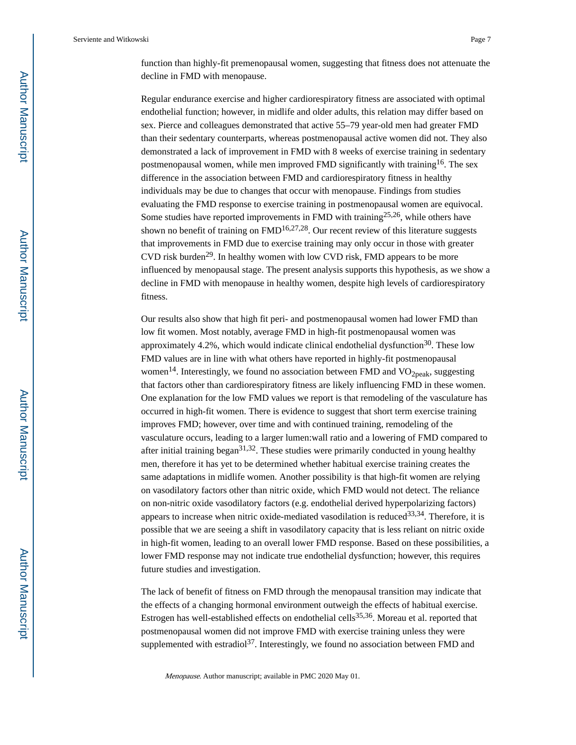function than highly-fit premenopausal women, suggesting that fitness does not attenuate the decline in FMD with menopause.

Regular endurance exercise and higher cardiorespiratory fitness are associated with optimal endothelial function; however, in midlife and older adults, this relation may differ based on sex. Pierce and colleagues demonstrated that active 55–79 year-old men had greater FMD than their sedentary counterparts, whereas postmenopausal active women did not. They also demonstrated a lack of improvement in FMD with 8 weeks of exercise training in sedentary postmenopausal women, while men improved FMD significantly with training[16]. The sex difference in the association between FMD and cardiorespiratory fitness in healthy individuals may be due to changes that occur with menopause. Findings from studies evaluating the FMD response to exercise training in postmenopausal women are equivocal. Some studies have reported improvements in FMD with training[25,26], while others have shown no benefit of training on FMD[16,27,28]. Our recent review of this literature suggests that improvements in FMD due to exercise training may only occur in those with greater CVD risk burden[29]. In healthy women with low CVD risk, FMD appears to be more influenced by menopausal stage. The present analysis supports this hypothesis, as we show a decline in FMD with menopause in healthy women, despite high levels of cardiorespiratory fitness.

Our results also show that high fit peri- and postmenopausal women had lower FMD than low fit women. Most notably, average FMD in high-fit postmenopausal women was approximately 4.2%, which would indicate clinical endothelial dysfunction[30]. These low FMD values are in line with what others have reported in highly-fit postmenopausal women[14]. Interestingly, we found no association between FMD and $VO_{2peak}$, suggesting that factors other than cardiorespiratory fitness are likely influencing FMD in these women. One explanation for the low FMD values we report is that remodeling of the vasculature has occurred in high-fit women. There is evidence to suggest that short term exercise training improves FMD; however, over time and with continued training, remodeling of the vasculature occurs, leading to a larger lumen:wall ratio and a lowering of FMD compared to after initial training began[31,32]. These studies were primarily conducted in young healthy men, therefore it has yet to be determined whether habitual exercise training creates the same adaptations in midlife women. Another possibility is that high-fit women are relying on vasodilatory factors other than nitric oxide, which FMD would not detect. The reliance on non-nitric oxide vasodilatory factors (e.g. endothelial derived hyperpolarizing factors) appears to increase when nitric oxide-mediated vasodilation is reduced[33,34]. Therefore, it is possible that we are seeing a shift in vasodilatory capacity that is less reliant on nitric oxide in high-fit women, leading to an overall lower FMD response. Based on these possibilities, a lower FMD response may not indicate true endothelial dysfunction; however, this requires future studies and investigation.

The lack of benefit of fitness on FMD through the menopausal transition may indicate that the effects of a changing hormonal environment outweigh the effects of habitual exercise. Estrogen has well-established effects on endothelial cells[35,36]. Moreau et al. reported that postmenopausal women did not improve FMD with exercise training unless they were supplemented with estradiol[37]. Interestingly, we found no association between FMD and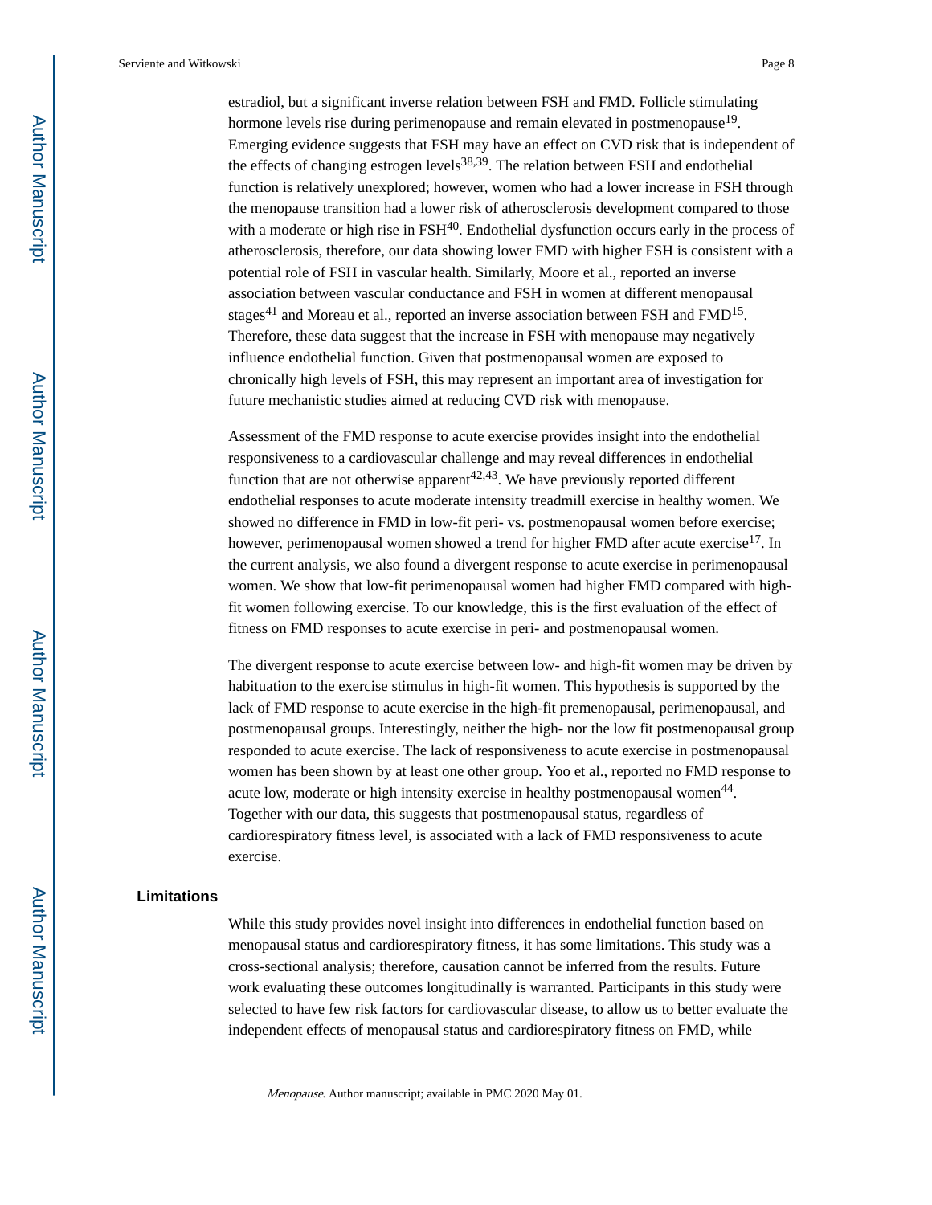estradiol, but a significant inverse relation between FSH and FMD. Follicle stimulating hormone levels rise during perimenopause and remain elevated in postmenopause[19]. Emerging evidence suggests that FSH may have an effect on CVD risk that is independent of the effects of changing estrogen levels[38,39]. The relation between FSH and endothelial function is relatively unexplored; however, women who had a lower increase in FSH through the menopause transition had a lower risk of atherosclerosis development compared to those with a moderate or high rise in FSH[40]. Endothelial dysfunction occurs early in the process of atherosclerosis, therefore, our data showing lower FMD with higher FSH is consistent with a potential role of FSH in vascular health. Similarly, Moore et al., reported an inverse association between vascular conductance and FSH in women at different menopausal stages[41] and Moreau et al., reported an inverse association between FSH and FMD[15]. Therefore, these data suggest that the increase in FSH with menopause may negatively influence endothelial function. Given that postmenopausal women are exposed to chronically high levels of FSH, this may represent an important area of investigation for future mechanistic studies aimed at reducing CVD risk with menopause.

Assessment of the FMD response to acute exercise provides insight into the endothelial responsiveness to a cardiovascular challenge and may reveal differences in endothelial function that are not otherwise apparent[42,43]. We have previously reported different endothelial responses to acute moderate intensity treadmill exercise in healthy women. We showed no difference in FMD in low-fit peri- vs. postmenopausal women before exercise; however, perimenopausal women showed a trend for higher FMD after acute exercise[17]. In the current analysis, we also found a divergent response to acute exercise in perimenopausal women. We show that low-fit perimenopausal women had higher FMD compared with high-fit women following exercise. To our knowledge, this is the first evaluation of the effect of fitness on FMD responses to acute exercise in peri- and postmenopausal women.

The divergent response to acute exercise between low- and high-fit women may be driven by habituation to the exercise stimulus in high-fit women. This hypothesis is supported by the lack of FMD response to acute exercise in the high-fit premenopausal, perimenopausal, and postmenopausal groups. Interestingly, neither the high- nor the low fit postmenopausal group responded to acute exercise. The lack of responsiveness to acute exercise in postmenopausal women has been shown by at least one other group. Yoo et al., reported no FMD response to acute low, moderate or high intensity exercise in healthy postmenopausal women[44]. Together with our data, this suggests that postmenopausal status, regardless of cardiorespiratory fitness level, is associated with a lack of FMD responsiveness to acute exercise.

## Limitations

While this study provides novel insight into differences in endothelial function based on menopausal status and cardiorespiratory fitness, it has some limitations. This study was a cross-sectional analysis; therefore, causation cannot be inferred from the results. Future work evaluating these outcomes longitudinally is warranted. Participants in this study were selected to have few risk factors for cardiovascular disease, to allow us to better evaluate the independent effects of menopausal status and cardiorespiratory fitness on FMD, while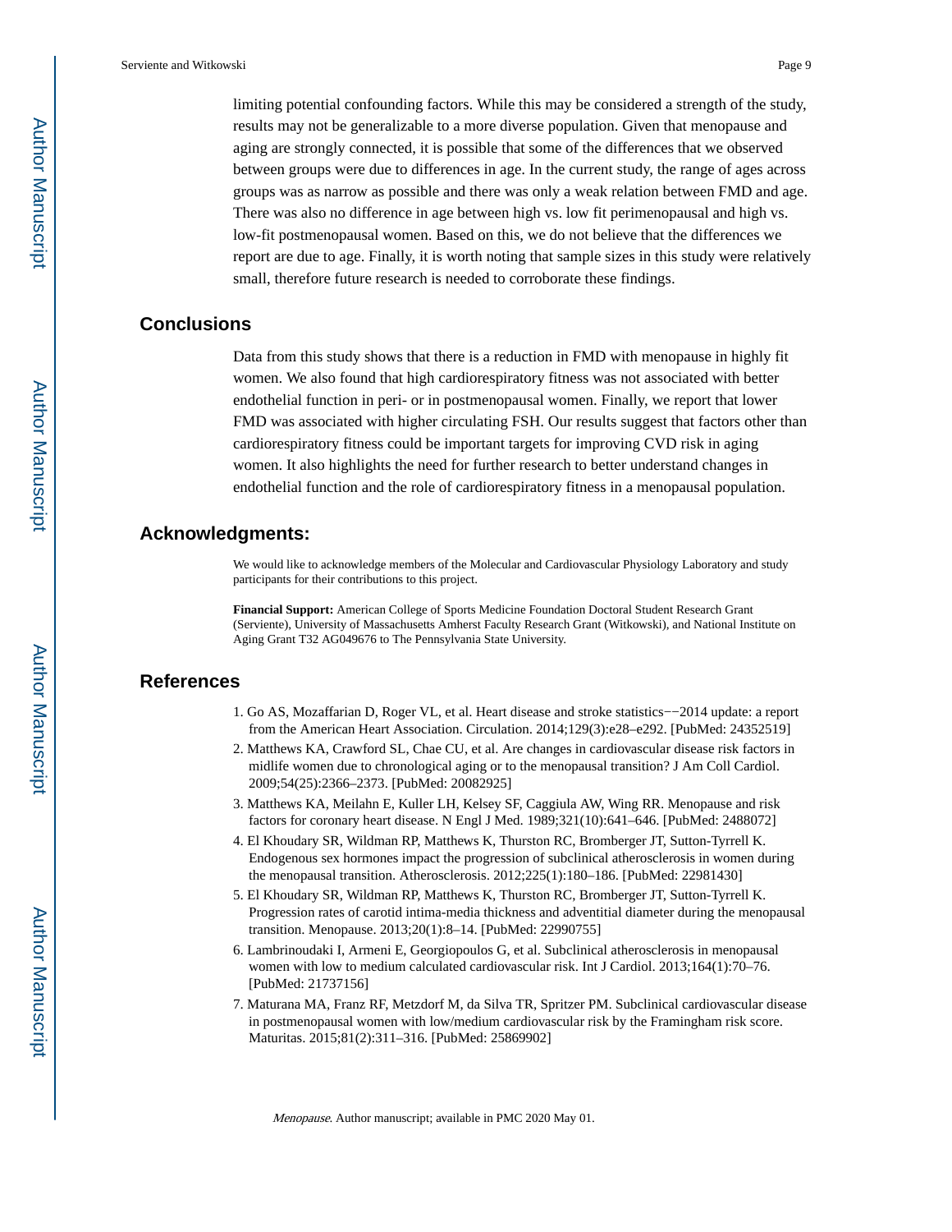limiting potential confounding factors. While this may be considered a strength of the study, results may not be generalizable to a more diverse population. Given that menopause and aging are strongly connected, it is possible that some of the differences that we observed between groups were due to differences in age. In the current study, the range of ages across groups was as narrow as possible and there was only a weak relation between FMD and age. There was also no difference in age between high vs. low fit perimenopausal and high vs. low-fit postmenopausal women. Based on this, we do not believe that the differences we report are due to age. Finally, it is worth noting that sample sizes in this study were relatively small, therefore future research is needed to corroborate these findings.

## Conclusions

Data from this study shows that there is a reduction in FMD with menopause in highly fit women. We also found that high cardiorespiratory fitness was not associated with better endothelial function in peri- or in postmenopausal women. Finally, we report that lower FMD was associated with higher circulating FSH. Our results suggest that factors other than cardiorespiratory fitness could be important targets for improving CVD risk in aging women. It also highlights the need for further research to better understand changes in endothelial function and the role of cardiorespiratory fitness in a menopausal population.

## Acknowledgments:

We would like to acknowledge members of the Molecular and Cardiovascular Physiology Laboratory and study participants for their contributions to this project.

**Financial Support:** American College of Sports Medicine Foundation Doctoral Student Research Grant (Serviente), University of Massachusetts Amherst Faculty Research Grant (Witkowski), and National Institute on Aging Grant T32 AG049676 to The Pennsylvania State University.

## References

1. Go AS, Mozaffarian D, Roger VL, et al. Heart disease and stroke statistics−−2014 update: a report from the American Heart Association. Circulation. 2014;129(3):e28–e292. [PubMed: 24352519]
2. Matthews KA, Crawford SL, Chae CU, et al. Are changes in cardiovascular disease risk factors in midlife women due to chronological aging or to the menopausal transition? J Am Coll Cardiol. 2009;54(25):2366–2373. [PubMed: 20082925]
3. Matthews KA, Meilahn E, Kuller LH, Kelsey SF, Caggiula AW, Wing RR. Menopause and risk factors for coronary heart disease. N Engl J Med. 1989;321(10):641–646. [PubMed: 2488072]
4. El Khoudary SR, Wildman RP, Matthews K, Thurston RC, Bromberger JT, Sutton-Tyrrell K. Endogenous sex hormones impact the progression of subclinical atherosclerosis in women during the menopausal transition. Atherosclerosis. 2012;225(1):180–186. [PubMed: 22981430]
5. El Khoudary SR, Wildman RP, Matthews K, Thurston RC, Bromberger JT, Sutton-Tyrrell K. Progression rates of carotid intima-media thickness and adventitial diameter during the menopausal transition. Menopause. 2013;20(1):8–14. [PubMed: 22990755]
6. Lambrinoudaki I, Armeni E, Georgiopoulos G, et al. Subclinical atherosclerosis in menopausal women with low to medium calculated cardiovascular risk. Int J Cardiol. 2013;164(1):70–76. [PubMed: 21737156]
7. Maturana MA, Franz RF, Metzdorf M, da Silva TR, Spritzer PM. Subclinical cardiovascular disease in postmenopausal women with low/medium cardiovascular risk by the Framingham risk score. Maturitas. 2015;81(2):311–316. [PubMed: 25869902]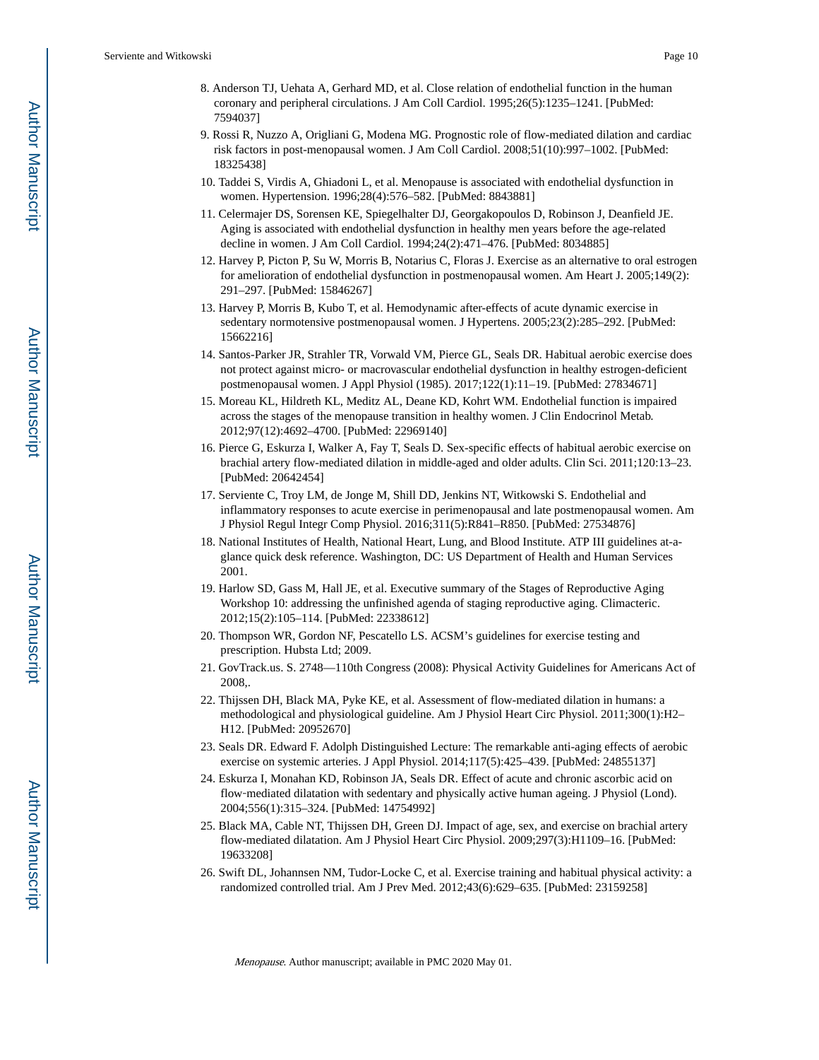8. Anderson TJ, Uehata A, Gerhard MD, et al. Close relation of endothelial function in the human coronary and peripheral circulations. J Am Coll Cardiol. 1995;26(5):1235–1241. [PubMed: 7594037]
9. Rossi R, Nuzzo A, Origliani G, Modena MG. Prognostic role of flow-mediated dilation and cardiac risk factors in post-menopausal women. J Am Coll Cardiol. 2008;51(10):997–1002. [PubMed: 18325438]
10. Taddei S, Virdis A, Ghiadoni L, et al. Menopause is associated with endothelial dysfunction in women. Hypertension. 1996;28(4):576–582. [PubMed: 8843881]
11. Celermajer DS, Sorensen KE, Spiegelhalter DJ, Georgakopoulos D, Robinson J, Deanfield JE. Aging is associated with endothelial dysfunction in healthy men years before the age-related decline in women. J Am Coll Cardiol. 1994;24(2):471–476. [PubMed: 8034885]
12. Harvey P, Picton P, Su W, Morris B, Notarius C, Floras J. Exercise as an alternative to oral estrogen for amelioration of endothelial dysfunction in postmenopausal women. Am Heart J. 2005;149(2): 291–297. [PubMed: 15846267]
13. Harvey P, Morris B, Kubo T, et al. Hemodynamic after-effects of acute dynamic exercise in sedentary normotensive postmenopausal women. J Hypertens. 2005;23(2):285–292. [PubMed: 15662216]
14. Santos-Parker JR, Strahler TR, Vorwald VM, Pierce GL, Seals DR. Habitual aerobic exercise does not protect against micro- or macrovascular endothelial dysfunction in healthy estrogen-deficient postmenopausal women. J Appl Physiol (1985). 2017;122(1):11–19. [PubMed: 27834671]
15. Moreau KL, Hildreth KL, Meditz AL, Deane KD, Kohrt WM. Endothelial function is impaired across the stages of the menopause transition in healthy women. J Clin Endocrinol Metab. 2012;97(12):4692–4700. [PubMed: 22969140]
16. Pierce G, Eskurza I, Walker A, Fay T, Seals D. Sex-specific effects of habitual aerobic exercise on brachial artery flow-mediated dilation in middle-aged and older adults. Clin Sci. 2011;120:13–23. [PubMed: 20642454]
17. Serviente C, Troy LM, de Jonge M, Shill DD, Jenkins NT, Witkowski S. Endothelial and inflammatory responses to acute exercise in perimenopausal and late postmenopausal women. Am J Physiol Regul Integr Comp Physiol. 2016;311(5):R841–R850. [PubMed: 27534876]
18. National Institutes of Health, National Heart, Lung, and Blood Institute. ATP III guidelines at-a-glance quick desk reference. Washington, DC: US Department of Health and Human Services 2001.
19. Harlow SD, Gass M, Hall JE, et al. Executive summary of the Stages of Reproductive Aging Workshop 10: addressing the unfinished agenda of staging reproductive aging. Climacteric. 2012;15(2):105–114. [PubMed: 22338612]
20. Thompson WR, Gordon NF, Pescatello LS. ACSM's guidelines for exercise testing and prescription. Hubsta Ltd; 2009.
21. GovTrack.us. S. 2748—110th Congress (2008): Physical Activity Guidelines for Americans Act of 2008,.
22. Thijssen DH, Black MA, Pyke KE, et al. Assessment of flow-mediated dilation in humans: a methodological and physiological guideline. Am J Physiol Heart Circ Physiol. 2011;300(1):H2–H12. [PubMed: 20952670]
23. Seals DR. Edward F. Adolph Distinguished Lecture: The remarkable anti-aging effects of aerobic exercise on systemic arteries. J Appl Physiol. 2014;117(5):425–439. [PubMed: 24855137]
24. Eskurza I, Monahan KD, Robinson JA, Seals DR. Effect of acute and chronic ascorbic acid on flow-mediated dilatation with sedentary and physically active human ageing. J Physiol (Lond). 2004;556(1):315–324. [PubMed: 14754992]
25. Black MA, Cable NT, Thijssen DH, Green DJ. Impact of age, sex, and exercise on brachial artery flow-mediated dilatation. Am J Physiol Heart Circ Physiol. 2009;297(3):H1109–16. [PubMed: 19633208]
26. Swift DL, Johannsen NM, Tudor-Locke C, et al. Exercise training and habitual physical activity: a randomized controlled trial. Am J Prev Med. 2012;43(6):629–635. [PubMed: 23159258]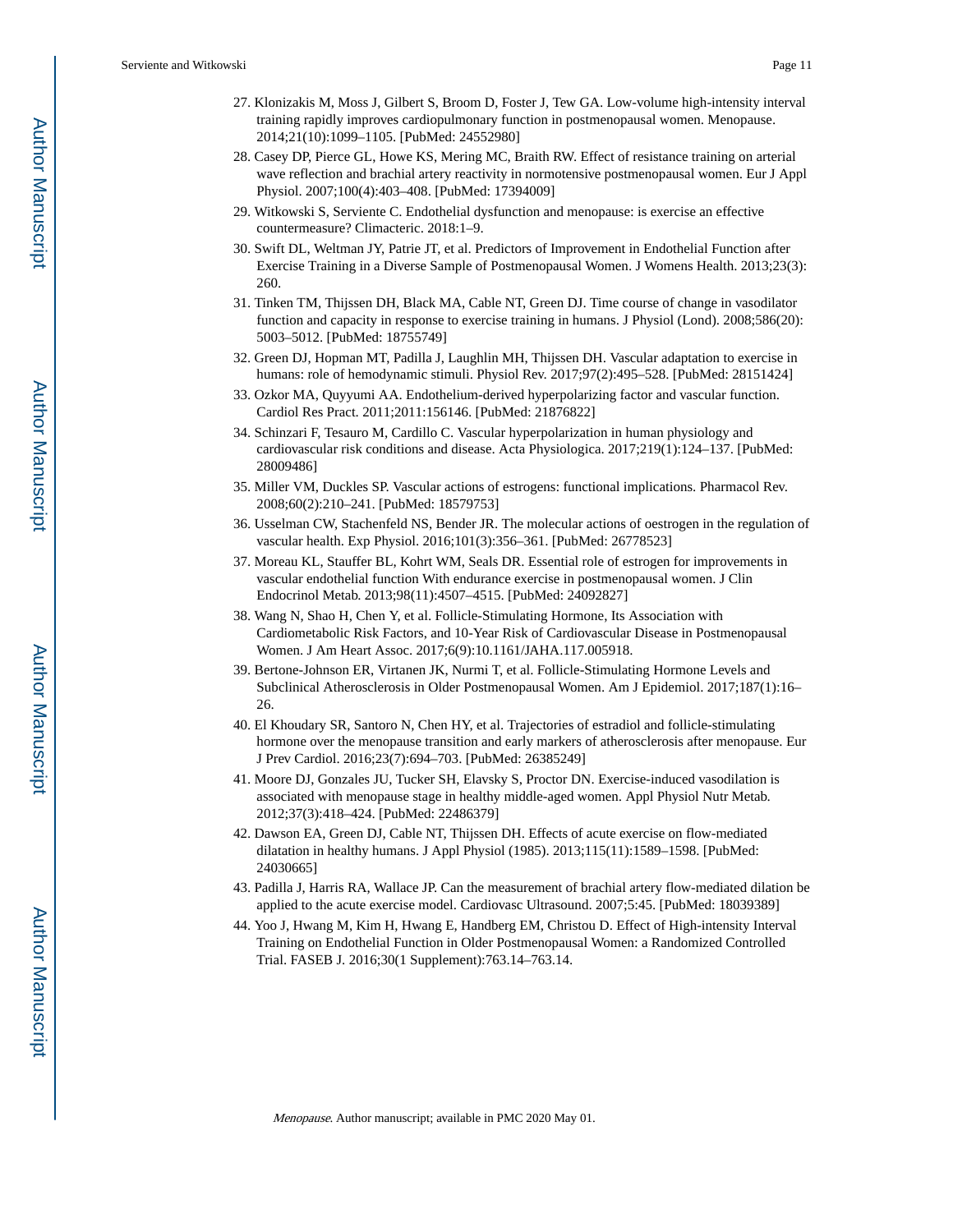27. Klonizakis M, Moss J, Gilbert S, Broom D, Foster J, Tew GA. Low-volume high-intensity interval training rapidly improves cardiopulmonary function in postmenopausal women. Menopause. 2014;21(10):1099–1105. [PubMed: 24552980]
28. Casey DP, Pierce GL, Howe KS, Mering MC, Braith RW. Effect of resistance training on arterial wave reflection and brachial artery reactivity in normotensive postmenopausal women. Eur J Appl Physiol. 2007;100(4):403–408. [PubMed: 17394009]
29. Witkowski S, Serviente C. Endothelial dysfunction and menopause: is exercise an effective countermeasure? Climacteric. 2018:1–9.
30. Swift DL, Weltman JY, Patrie JT, et al. Predictors of Improvement in Endothelial Function after Exercise Training in a Diverse Sample of Postmenopausal Women. J Womens Health. 2013;23(3): 260.
31. Tinken TM, Thijssen DH, Black MA, Cable NT, Green DJ. Time course of change in vasodilator function and capacity in response to exercise training in humans. J Physiol (Lond). 2008;586(20): 5003–5012. [PubMed: 18755749]
32. Green DJ, Hopman MT, Padilla J, Laughlin MH, Thijssen DH. Vascular adaptation to exercise in humans: role of hemodynamic stimuli. Physiol Rev. 2017;97(2):495–528. [PubMed: 28151424]
33. Ozkor MA, Quyyumi AA. Endothelium-derived hyperpolarizing factor and vascular function. Cardiol Res Pract. 2011;2011:156146. [PubMed: 21876822]
34. Schinzari F, Tesauro M, Cardillo C. Vascular hyperpolarization in human physiology and cardiovascular risk conditions and disease. Acta Physiologica. 2017;219(1):124–137. [PubMed: 28009486]
35. Miller VM, Duckles SP. Vascular actions of estrogens: functional implications. Pharmacol Rev. 2008;60(2):210–241. [PubMed: 18579753]
36. Usselman CW, Stachenfeld NS, Bender JR. The molecular actions of oestrogen in the regulation of vascular health. Exp Physiol. 2016;101(3):356–361. [PubMed: 26778523]
37. Moreau KL, Stauffer BL, Kohrt WM, Seals DR. Essential role of estrogen for improvements in vascular endothelial function With endurance exercise in postmenopausal women. J Clin Endocrinol Metab. 2013;98(11):4507–4515. [PubMed: 24092827]
38. Wang N, Shao H, Chen Y, et al. Follicle-Stimulating Hormone, Its Association with Cardiometabolic Risk Factors, and 10-Year Risk of Cardiovascular Disease in Postmenopausal Women. J Am Heart Assoc. 2017;6(9):10.1161/JAHA.117.005918.
39. Bertone-Johnson ER, Virtanen JK, Nurmi T, et al. Follicle-Stimulating Hormone Levels and Subclinical Atherosclerosis in Older Postmenopausal Women. Am J Epidemiol. 2017;187(1):16–26.
40. El Khoudary SR, Santoro N, Chen HY, et al. Trajectories of estradiol and follicle-stimulating hormone over the menopause transition and early markers of atherosclerosis after menopause. Eur J Prev Cardiol. 2016;23(7):694–703. [PubMed: 26385249]
41. Moore DJ, Gonzales JU, Tucker SH, Elavsky S, Proctor DN. Exercise-induced vasodilation is associated with menopause stage in healthy middle-aged women. Appl Physiol Nutr Metab. 2012;37(3):418–424. [PubMed: 22486379]
42. Dawson EA, Green DJ, Cable NT, Thijssen DH. Effects of acute exercise on flow-mediated dilatation in healthy humans. J Appl Physiol (1985). 2013;115(11):1589–1598. [PubMed: 24030665]
43. Padilla J, Harris RA, Wallace JP. Can the measurement of brachial artery flow-mediated dilation be applied to the acute exercise model. Cardiovasc Ultrasound. 2007;5:45. [PubMed: 18039389]
44. Yoo J, Hwang M, Kim H, Hwang E, Handberg EM, Christou D. Effect of High-intensity Interval Training on Endothelial Function in Older Postmenopausal Women: a Randomized Controlled Trial. FASEB J. 2016;30(1 Supplement):763.14–763.14.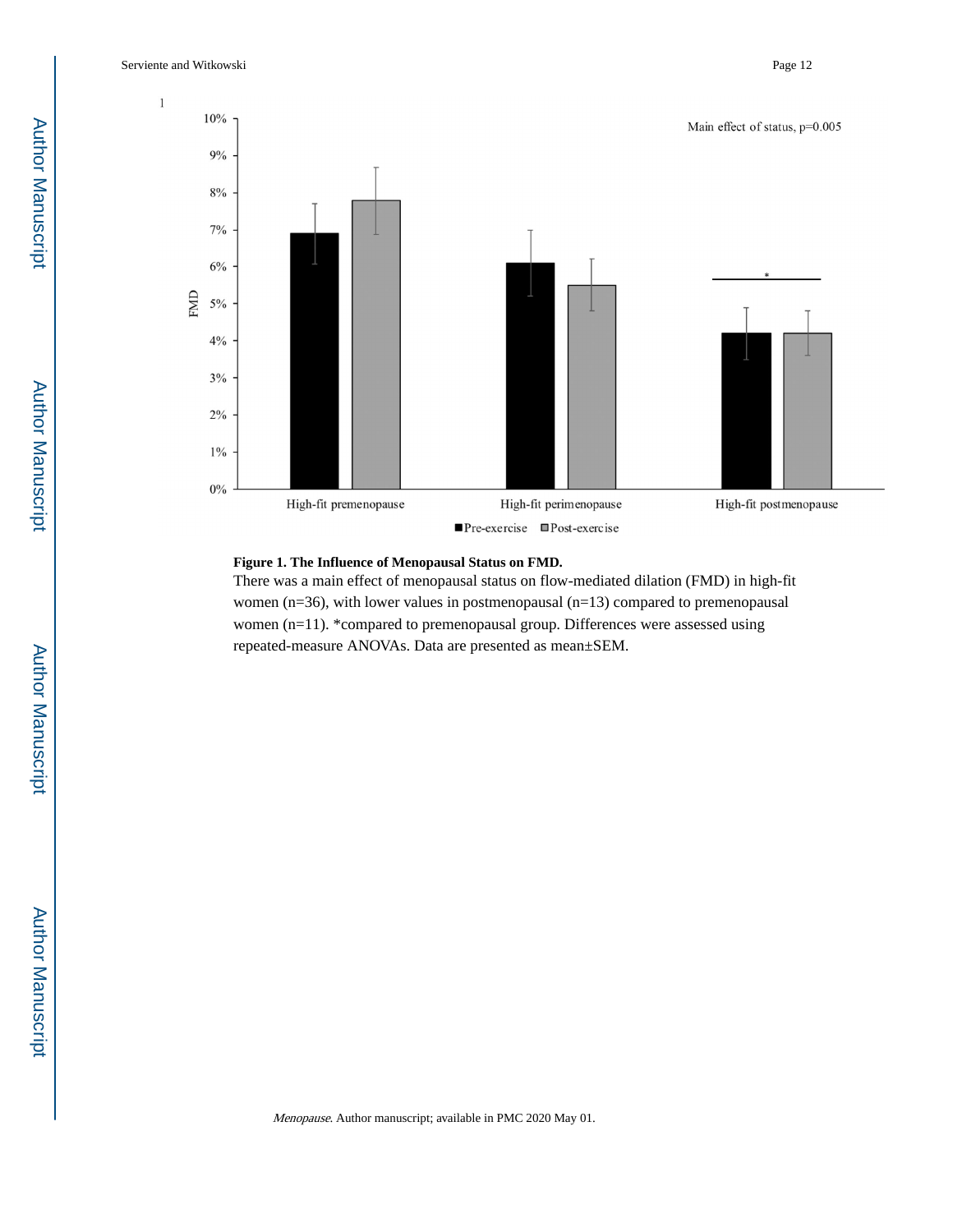**Figure 1. The Influence of Menopausal Status on FMD.**

There was a main effect of menopausal status on flow-mediated dilation (FMD) in high-fit women (n=36), with lower values in postmenopausal (n=13) compared to premenopausal women (n=11). *compared to premenopausal group. Differences were assessed using repeated-measure ANOVAs. Data are presented as mean±SEM.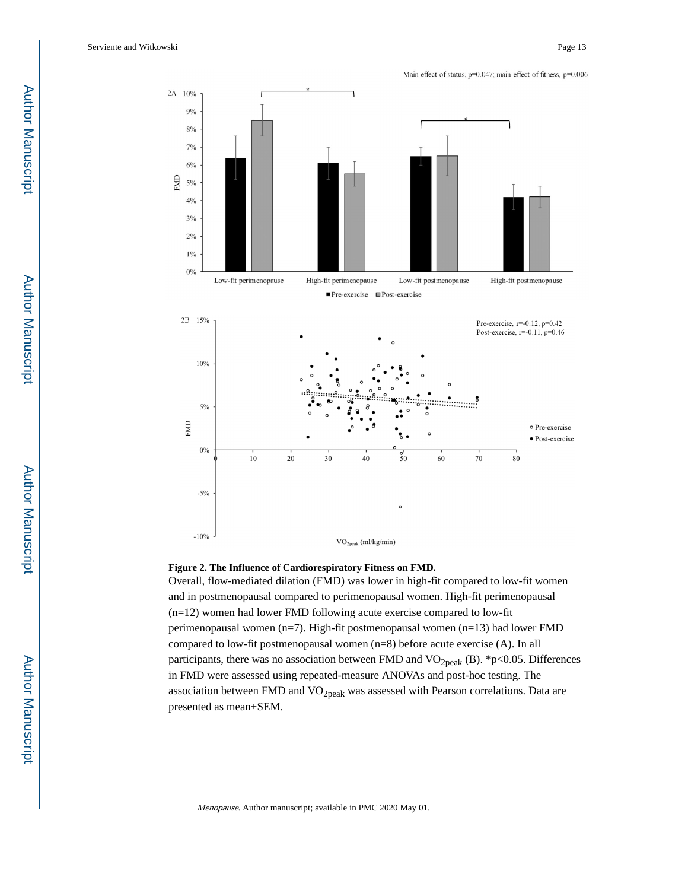**Figure 2. The Influence of Cardiorespiratory Fitness on FMD.**

Overall, flow-mediated dilation (FMD) was lower in high-fit compared to low-fit women and in postmenopausal compared to perimenopausal women. High-fit perimenopausal (n=12) women had lower FMD following acute exercise compared to low-fit perimenopausal women (n=7). High-fit postmenopausal women (n=13) had lower FMD compared to low-fit postmenopausal women (n=8) before acute exercise (A). In all participants, there was no association between FMD and $VO_{2peak}$ (B). *p<0.05. Differences in FMD were assessed using repeated-measure ANOVAs and post-hoc testing. The association between FMD and $VO_{2peak}$ was assessed with Pearson correlations. Data are presented as mean±SEM.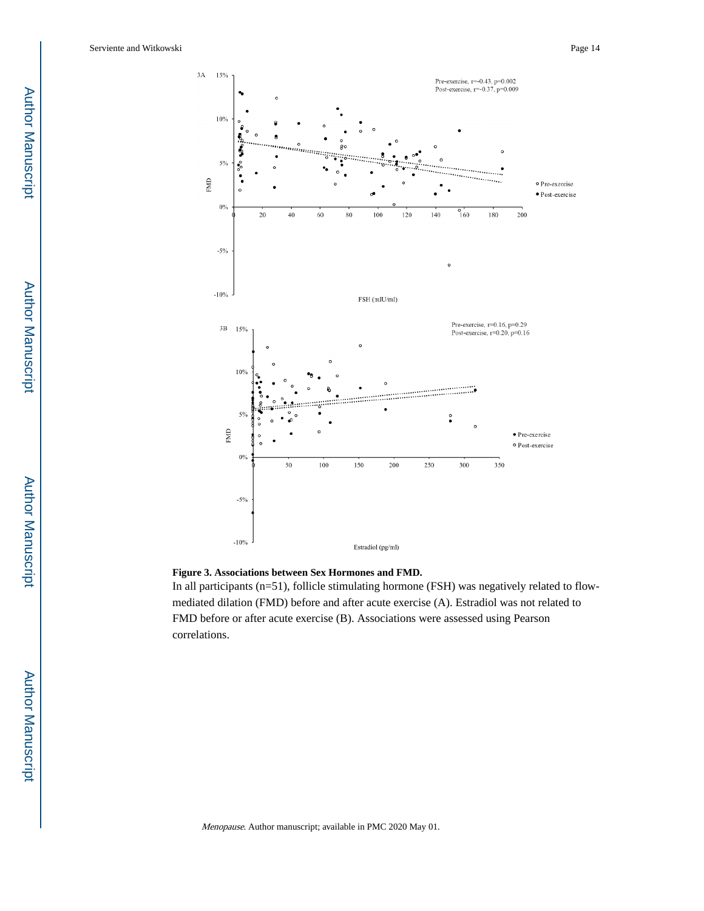**Figure 3. Associations between Sex Hormones and FMD.**

In all participants (n=51), follicle stimulating hormone (FSH) was negatively related to flow-mediated dilation (FMD) before and after acute exercise (A). Estradiol was not related to FMD before or after acute exercise (B). Associations were assessed using Pearson correlations.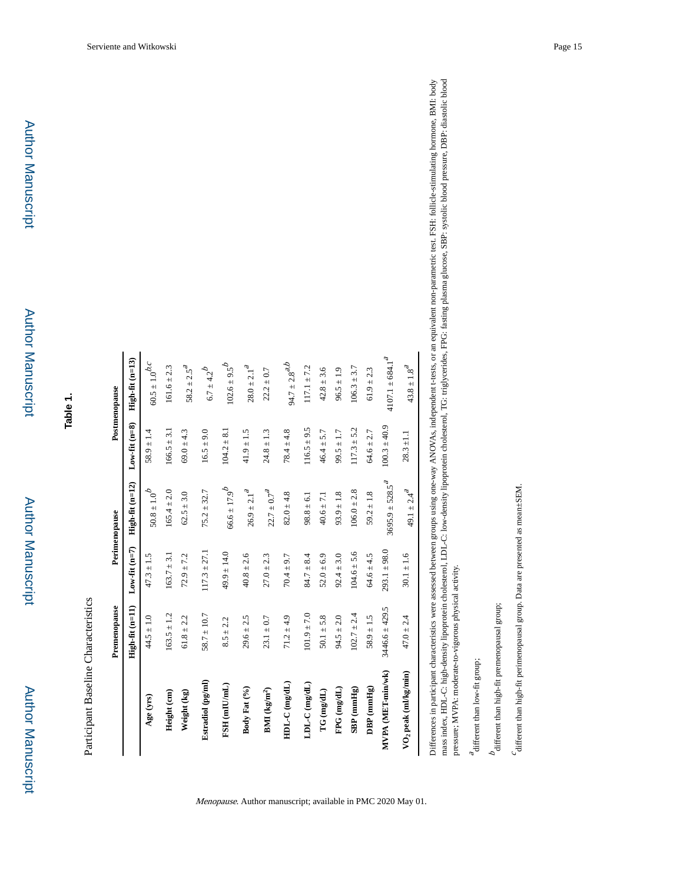**Table 1.**

Participant Baseline Characteristics

| | Premenopause | Perimenopause | | Postmenopause | |
|---|---|---|---|---|---|
| | High-fit (n=11) | Low-fit (n=7) | High-fit (n=12) | Low-fit (n=8) | High-fit (n=13) |
| **Age (yrs)** | 44.5 ± 1.0 | 47.3 ± 1.5 | 50.8 ± 1.0[b] | 58.9 ± 1.4 | 60.5 ± 1.0[b,c] |
| **Height (cm)** | 163.5 ± 1.2 | 163.7 ± 3.1 | 165.4 ± 2.0 | 166.5 ± 3.1 | 161.6 ± 2.3 |
| **Weight (kg)** | 61.8 ± 2.2 | 72.9 ± 7.2 | 62.5 ± 3.0 | 69.0 ± 4.3 | 58.2 ± 2.5[a] |
| **Estradiol (pg/ml)** | 58.7 ± 10.7 | 117.3 ± 27.1 | 75.2 ± 32.7 | 16.5 ± 9.0 | 6.7 ± 4.2[b] |
| **FSH (mIU/mL)** | 8.5 ± 2.2 | 49.9 ± 14.0 | 66.6 ± 17.9[b] | 104.2 ± 8.1 | 102.6 ± 9.5[b] |
| **Body Fat (%)** | 29.6 ± 2.5 | 40.8 ± 2.6 | 26.9 ± 2.1[a] | 41.9 ± 1.5 | 28.0 ± 2.1[a] |
| **BMI (kg/m$^2$)** | 23.1 ± 0.7 | 27.0 ± 2.3 | 22.7 ± 0.7[a] | 24.8 ± 1.3 | 22.2 ± 0.7 |
| **HDL-C (mg/dL)** | 71.2 ± 4.9 | 70.4 ± 9.7 | 82.0 ± 4.8 | 78.4 ± 4.8 | 94.7 ± 2.8[a,b] |
| **LDL-C (mg/dL)** | 101.9 ± 7.0 | 84.7 ± 8.4 | 98.8 ± 6.1 | 116.5 ± 9.5 | 117.1 ± 7.2 |
| **TG (mg/dL)** | 50.1 ± 5.8 | 52.0 ± 6.9 | 40.6 ± 7.1 | 46.4 ± 5.7 | 42.8 ± 3.6 |
| **FPG (mg/dL)** | 94.5 ± 2.0 | 92.4 ± 3.0 | 93.9 ± 1.8 | 99.5 ± 1.7 | 96.5 ± 1.9 |
| **SBP (mmHg)** | 102.7 ± 2.4 | 104.6 ± 5.6 | 106.0 ± 2.8 | 117.3 ± 5.2 | 106.3 ± 3.7 |
| **DBP (mmHg)** | 58.9 ± 1.5 | 64.6 ± 4.5 | 59.2 ± 1.8 | 64.6 ± 2.7 | 61.9 ± 2.3 |
| **MVPA (MET-min/wk)** | 3446.6 ± 429.5 | 293.1 ± 98.0 | 3695.9 ± 528.5[a] | 100.3 ± 40.9 | 4107.1 ± 684.1[a] |
| **$VO_2$ peak (ml/kg/min)** | 47.0 ± 2.4 | 30.1 ± 1.6 | 49.1 ± 2.4[a] | 28.3 ± 1.1 | 43.8 ± 1.8[a] |

Differences in participant characteristics were assessed between groups using one-way ANOVAs, independent t-tests, or an equivalent non-parametric test. FSH: follicle-stimulating hormone, BMI: body mass index, HDL-C: high-density lipoprotein cholesterol, LDL-C: low-density lipoprotein cholesterol, TG: triglycerides, FPG: fasting plasma glucose, SBP: systolic blood pressure, DBP: diastolic blood pressure; MVPA: moderate-to-vigorous physical activity.

[a] different than low-fit group;

[b] different than high-fit premenopausal group;

[c] different than high-fit perimenopausal group. Data are presented as mean±SEM.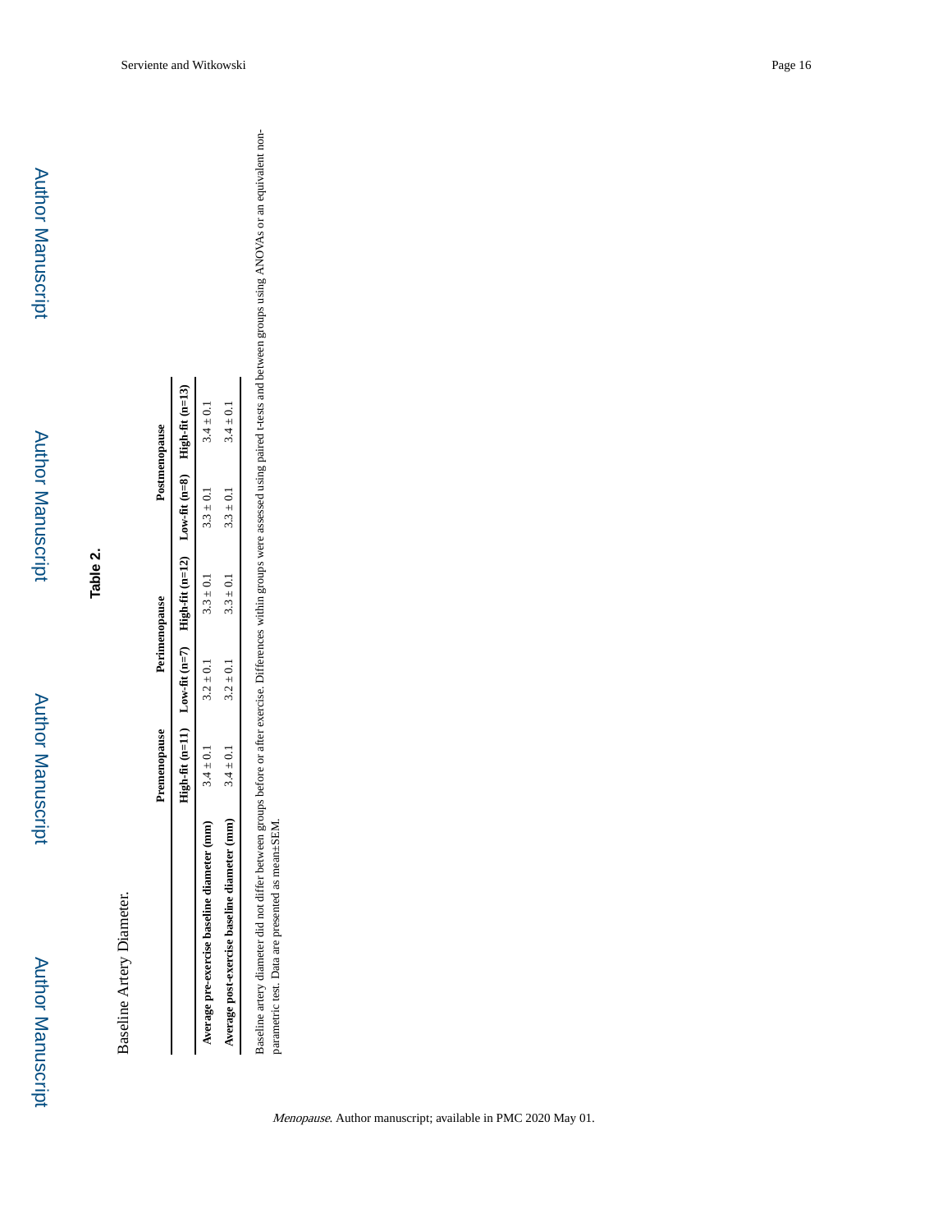## Table 2.

Baseline Artery Diameter.

| | Premenopause | Perimenopause | | Postmenopause | |
|---|---|---|---|---|---|
| | High-fit (n=11) | Low-fit (n=7) | High-fit (n=12) | Low-fit (n=8) | High-fit (n=13) |
| Average pre-exercise baseline diameter (mm) | 3.4 ± 0.1 | 3.2 ± 0.1 | 3.3 ± 0.1 | 3.3 ± 0.1 | 3.4 ± 0.1 |
| Average post-exercise baseline diameter (mm) | 3.4 ± 0.1 | 3.2 ± 0.1 | 3.3 ± 0.1 | 3.3 ± 0.1 | 3.4 ± 0.1 |

Baseline artery diameter did not differ between groups before or after exercise. Differences within groups were assessed using paired t-tests and between groups using ANOVAs or an equivalent non-parametric test. Data are presented as mean±SEM.